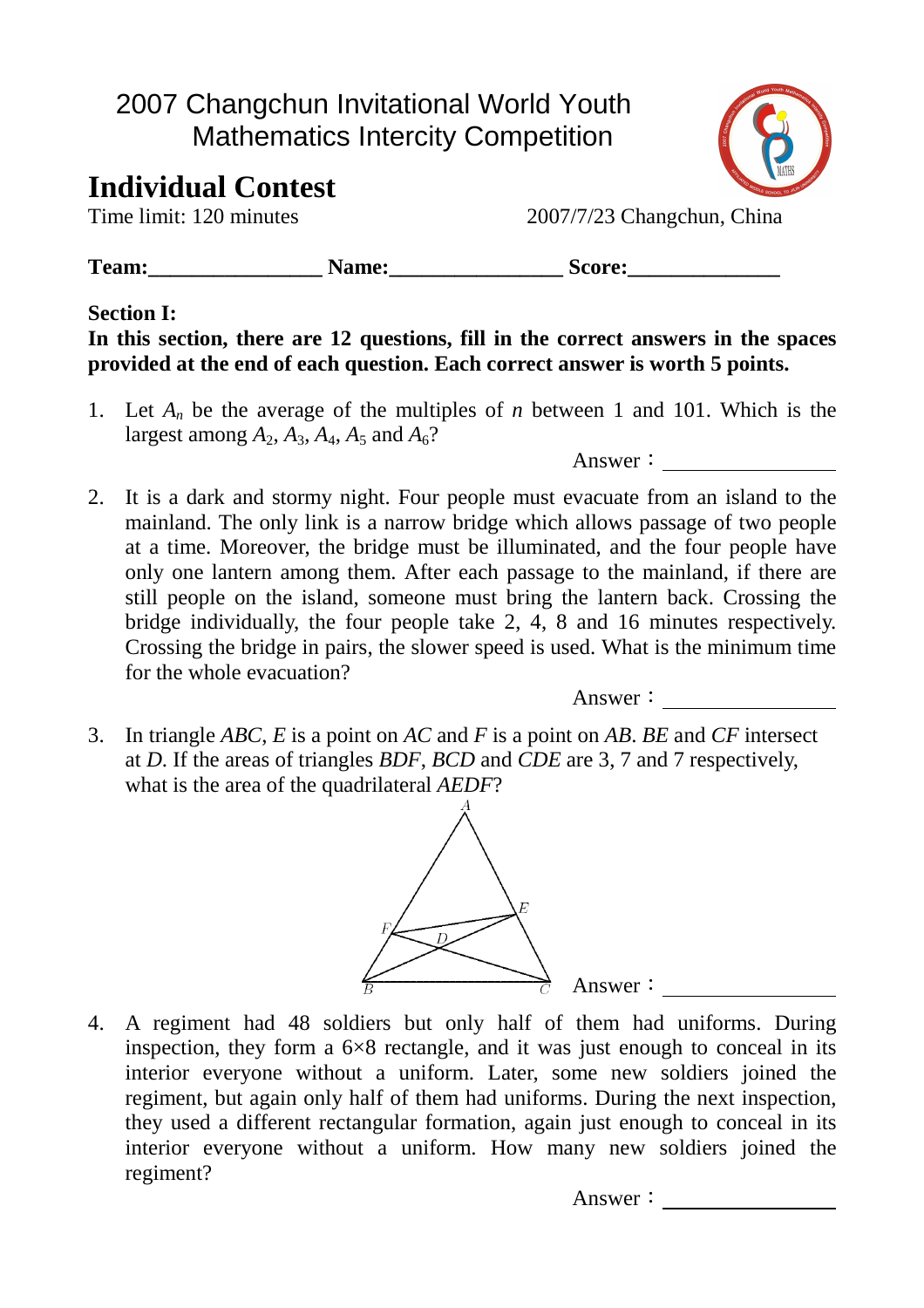# 2007 Changchun Invitational World Youth Mathematics Intercity Competition

## Individual Contest

Time limit: 120 minutes 2007/7/23 Changchun, China

**Team:\_\_\_\_\_\_\_\_\_\_\_\_\_\_\_\_ Name:\_\_\_\_\_\_\_\_\_\_\_\_\_\_\_\_ Score:\_\_\_\_\_\_\_\_\_\_\_\_\_\_**

**Section I:**

**In this section, there are 12 questions, fill in the correct answers in the spaces provided at the end of each question. Each correct answer is worth 5 points.**

1. Let $A_n$ be the average of the multiples of $n$ between 1 and 101. Which is the largest among $A_2$, $A_3$, $A_4$, $A_5$ and $A_6$?

   Answer：\_\_\_\_\_\_\_\_\_\_\_\_\_\_\_\_

2. It is a dark and stormy night. Four people must evacuate from an island to the mainland. The only link is a narrow bridge which allows passage of two people at a time. Moreover, the bridge must be illuminated, and the four people have only one lantern among them. After each passage to the mainland, if there are still people on the island, someone must bring the lantern back. Crossing the bridge individually, the four people take 2, 4, 8 and 16 minutes respectively. Crossing the bridge in pairs, the slower speed is used. What is the minimum time for the whole evacuation?

   Answer：\_\_\_\_\_\_\_\_\_\_\_\_\_\_\_\_

3. In triangle $ABC$, $E$ is a point on $AC$ and $F$ is a point on $AB$. $BE$ and $CF$ intersect at $D$. If the areas of triangles $BDF$, $BCD$ and $CDE$ are 3, 7 and 7 respectively, what is the area of the quadrilateral $AEDF$?

   Answer：\_\_\_\_\_\_\_\_\_\_\_\_\_\_\_\_

4. A regiment had 48 soldiers but only half of them had uniforms. During inspection, they form a 6×8 rectangle, and it was just enough to conceal in its interior everyone without a uniform. Later, some new soldiers joined the regiment, but again only half of them had uniforms. During the next inspection, they used a different rectangular formation, again just enough to conceal in its interior everyone without a uniform. How many new soldiers joined the regiment?

   Answer：\_\_\_\_\_\_\_\_\_\_\_\_\_\_\_\_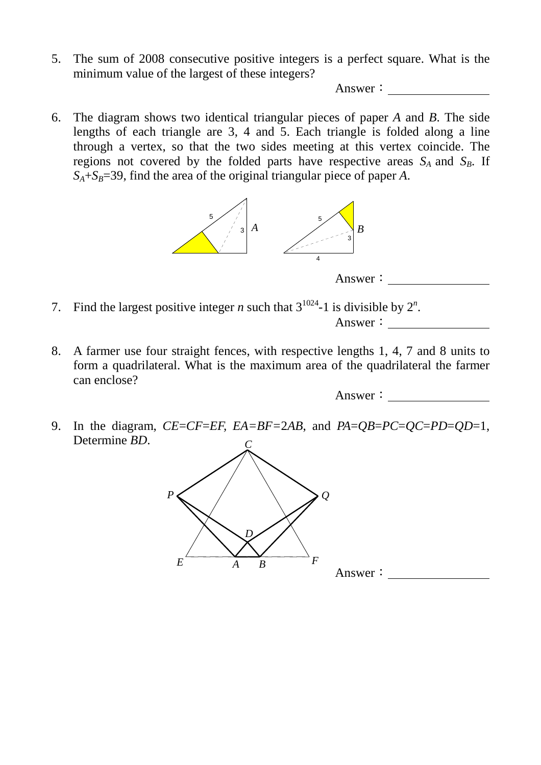5. The sum of 2008 consecutive positive integers is a perfect square. What is the minimum value of the largest of these integers?

Answer：________________

6. The diagram shows two identical triangular pieces of paper *A* and *B*. The side lengths of each triangle are 3, 4 and 5. Each triangle is folded along a line through a vertex, so that the two sides meeting at this vertex coincide. The regions not covered by the folded parts have respective areas $S_A$ and $S_B$. If $S_A+S_B=39$, find the area of the original triangular piece of paper *A*.

Answer：________________

7. Find the largest positive integer *n* such that $3^{1024}-1$ is divisible by $2^n$.

Answer：________________

8. A farmer use four straight fences, with respective lengths 1, 4, 7 and 8 units to form a quadrilateral. What is the maximum area of the quadrilateral the farmer can enclose?

Answer：________________

9. In the diagram, $CE=CF=EF$, $EA=BF=2AB$, and $PA=QB=PC=QC=PD=QD=1$, Determine $BD$.

Answer：________________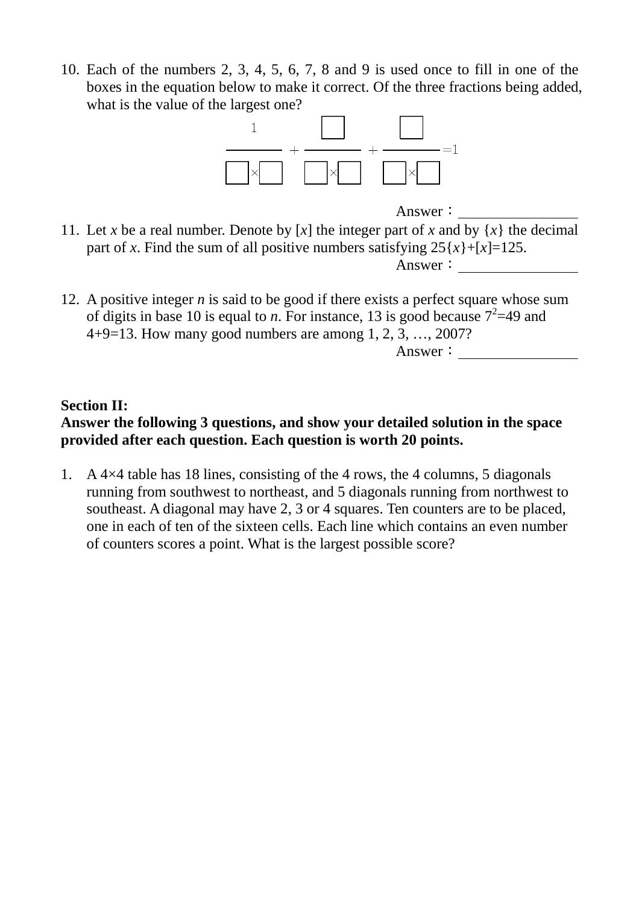10. Each of the numbers 2, 3, 4, 5, 6, 7, 8 and 9 is used once to fill in one of the boxes in the equation below to make it correct. Of the three fractions being added, what is the value of the largest one?

$$\frac{1}{\square \times \square} + \frac{\square}{\square \times \square} + \frac{\square}{\square \times \square} = 1$$

Answer：________________

11. Let $x$ be a real number. Denote by $[x]$ the integer part of $x$ and by $\{x\}$ the decimal part of $x$. Find the sum of all positive numbers satisfying $25\{x\}+[x]=125$.

Answer：________________

12. A positive integer $n$ is said to be good if there exists a perfect square whose sum of digits in base 10 is equal to $n$. For instance, 13 is good because $7^2=49$ and $4+9=13$. How many good numbers are among 1, 2, 3, …, 2007?

Answer：________________

**Section II:**

**Answer the following 3 questions, and show your detailed solution in the space provided after each question. Each question is worth 20 points.**

1. A 4×4 table has 18 lines, consisting of the 4 rows, the 4 columns, 5 diagonals running from southwest to northeast, and 5 diagonals running from northwest to southeast. A diagonal may have 2, 3 or 4 squares. Ten counters are to be placed, one in each of ten of the sixteen cells. Each line which contains an even number of counters scores a point. What is the largest possible score?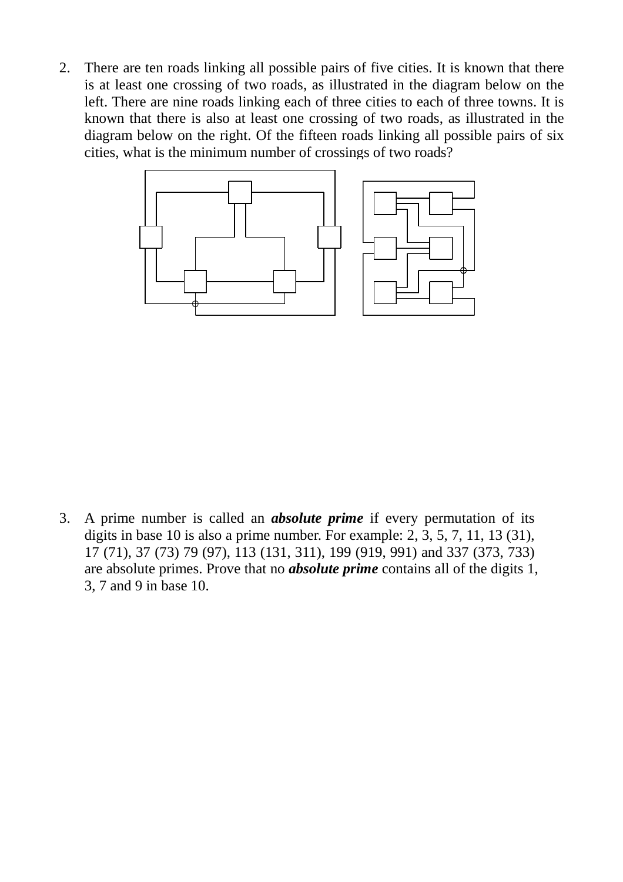2. There are ten roads linking all possible pairs of five cities. It is known that there is at least one crossing of two roads, as illustrated in the diagram below on the left. There are nine roads linking each of three cities to each of three towns. It is known that there is also at least one crossing of two roads, as illustrated in the diagram below on the right. Of the fifteen roads linking all possible pairs of six cities, what is the minimum number of crossings of two roads?

3. A prime number is called an ***absolute prime*** if every permutation of its digits in base 10 is also a prime number. For example: 2, 3, 5, 7, 11, 13 (31), 17 (71), 37 (73) 79 (97), 113 (131, 311), 199 (919, 991) and 337 (373, 733) are absolute primes. Prove that no ***absolute prime*** contains all of the digits 1, 3, 7 and 9 in base 10.